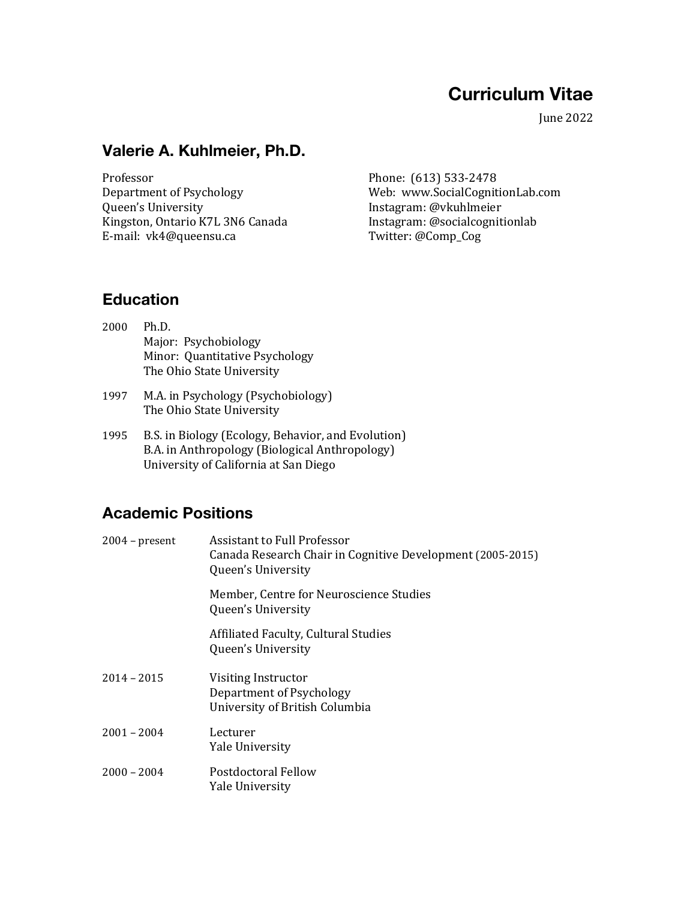# Curriculum Vitae

June 2022

## Valerie A. Kuhlmeier, Ph.D.

Professor
Department of Psychology
Queen's University
Kingston, Ontario K7L 3N6 Canada
E-mail: vk4@queensu.ca

Phone: (613) 533-2478
Web: www.SocialCognitionLab.com
Instagram: @vkuhlmeier
Instagram: @socialcognitionlab
Twitter: @Comp_Cog

## Education

2000 Ph.D.
Major: Psychobiology
Minor: Quantitative Psychology
The Ohio State University

1997 M.A. in Psychology (Psychobiology)
The Ohio State University

1995 B.S. in Biology (Ecology, Behavior, and Evolution)
B.A. in Anthropology (Biological Anthropology)
University of California at San Diego

## Academic Positions

2004 – present
Assistant to Full Professor
Canada Research Chair in Cognitive Development (2005-2015)
Queen's University

Member, Centre for Neuroscience Studies
Queen's University

Affiliated Faculty, Cultural Studies
Queen's University

2014 – 2015
Visiting Instructor
Department of Psychology
University of British Columbia

2001 – 2004
Lecturer
Yale University

2000 – 2004
Postdoctoral Fellow
Yale University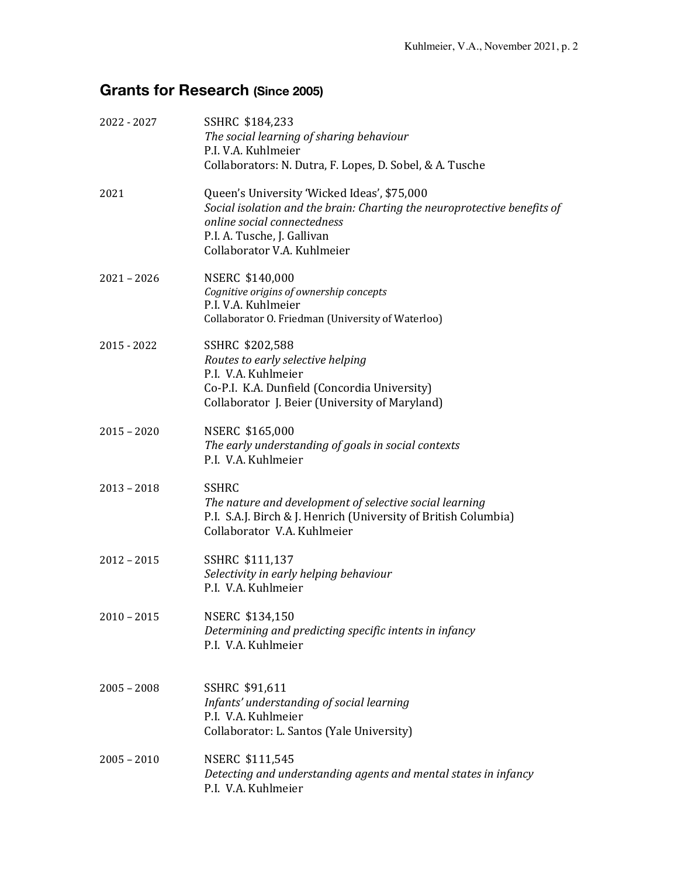## Grants for Research (Since 2005)

2022 - 2027
SSHRC $184,233
*The social learning of sharing behaviour*
P.I. V.A. Kuhlmeier
Collaborators: N. Dutra, F. Lopes, D. Sobel, & A. Tusche

2021
Queen's University 'Wicked Ideas', $75,000
*Social isolation and the brain: Charting the neuroprotective benefits of online social connectedness*
P.I. A. Tusche, J. Gallivan
Collaborator V.A. Kuhlmeier

2021 – 2026
NSERC $140,000
*Cognitive origins of ownership concepts*
P.I. V.A. Kuhlmeier
Collaborator O. Friedman (University of Waterloo)

2015 - 2022
SSHRC $202,588
*Routes to early selective helping*
P.I. V.A. Kuhlmeier
Co-P.I. K.A. Dunfield (Concordia University)
Collaborator J. Beier (University of Maryland)

2015 – 2020
NSERC $165,000
*The early understanding of goals in social contexts*
P.I. V.A. Kuhlmeier

2013 – 2018
SSHRC
*The nature and development of selective social learning*
P.I. S.A.J. Birch & J. Henrich (University of British Columbia)
Collaborator V.A. Kuhlmeier

2012 – 2015
SSHRC $111,137
*Selectivity in early helping behaviour*
P.I. V.A. Kuhlmeier

2010 – 2015
NSERC $134,150
*Determining and predicting specific intents in infancy*
P.I. V.A. Kuhlmeier

2005 – 2008
SSHRC $91,611
*Infants' understanding of social learning*
P.I. V.A. Kuhlmeier
Collaborator: L. Santos (Yale University)

2005 – 2010
NSERC $111,545
*Detecting and understanding agents and mental states in infancy*
P.I. V.A. Kuhlmeier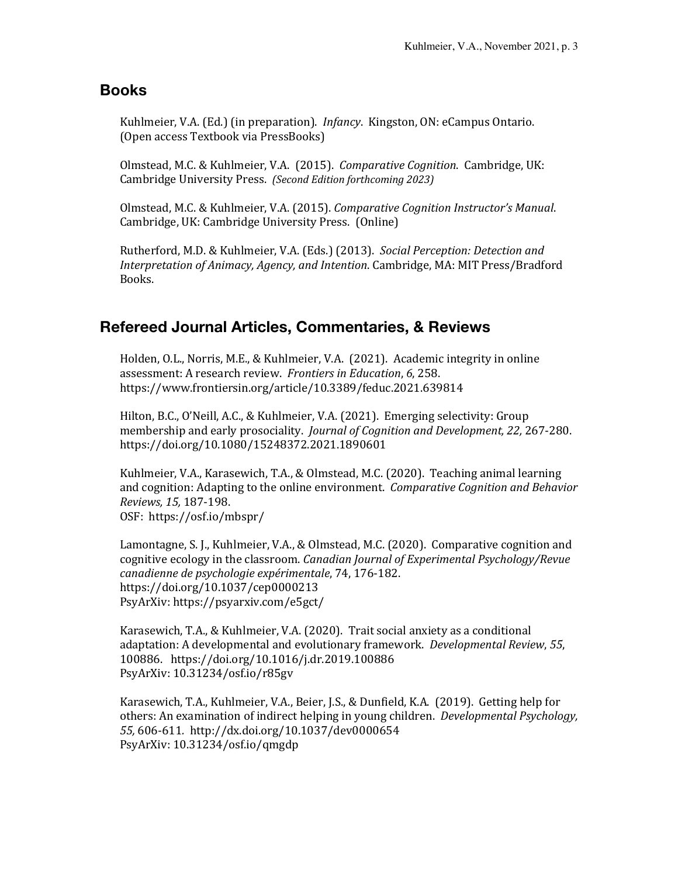## Books

Kuhlmeier, V.A. (Ed.) (in preparation). *Infancy*. Kingston, ON: eCampus Ontario. (Open access Textbook via PressBooks)

Olmstead, M.C. & Kuhlmeier, V.A. (2015). *Comparative Cognition*. Cambridge, UK: Cambridge University Press. *(Second Edition forthcoming 2023)*

Olmstead, M.C. & Kuhlmeier, V.A. (2015). *Comparative Cognition Instructor's Manual*. Cambridge, UK: Cambridge University Press. (Online)

Rutherford, M.D. & Kuhlmeier, V.A. (Eds.) (2013). *Social Perception: Detection and Interpretation of Animacy, Agency, and Intention*. Cambridge, MA: MIT Press/Bradford Books.

## Refereed Journal Articles, Commentaries, & Reviews

Holden, O.L., Norris, M.E., & Kuhlmeier, V.A. (2021). Academic integrity in online assessment: A research review. *Frontiers in Education*, *6*, 258. https://www.frontiersin.org/article/10.3389/feduc.2021.639814

Hilton, B.C., O'Neill, A.C., & Kuhlmeier, V.A. (2021). Emerging selectivity: Group membership and early prosociality. *Journal of Cognition and Development, 22,* 267-280. https://doi.org/10.1080/15248372.2021.1890601

Kuhlmeier, V.A., Karasewich, T.A., & Olmstead, M.C. (2020). Teaching animal learning and cognition: Adapting to the online environment. *Comparative Cognition and Behavior Reviews, 15,* 187-198.
OSF: https://osf.io/mbspr/

Lamontagne, S. J., Kuhlmeier, V.A., & Olmstead, M.C. (2020). Comparative cognition and cognitive ecology in the classroom. *Canadian Journal of Experimental Psychology/Revue canadienne de psychologie expérimentale*, 74, 176-182.
https://doi.org/10.1037/cep0000213
PsyArXiv: https://psyarxiv.com/e5gct/

Karasewich, T.A., & Kuhlmeier, V.A. (2020). Trait social anxiety as a conditional adaptation: A developmental and evolutionary framework. *Developmental Review*, *55*, 100886. https://doi.org/10.1016/j.dr.2019.100886
PsyArXiv: 10.31234/osf.io/r85gv

Karasewich, T.A., Kuhlmeier, V.A., Beier, J.S., & Dunfield, K.A. (2019). Getting help for others: An examination of indirect helping in young children. *Developmental Psychology, 55,* 606-611. http://dx.doi.org/10.1037/dev0000654
PsyArXiv: 10.31234/osf.io/qmgdp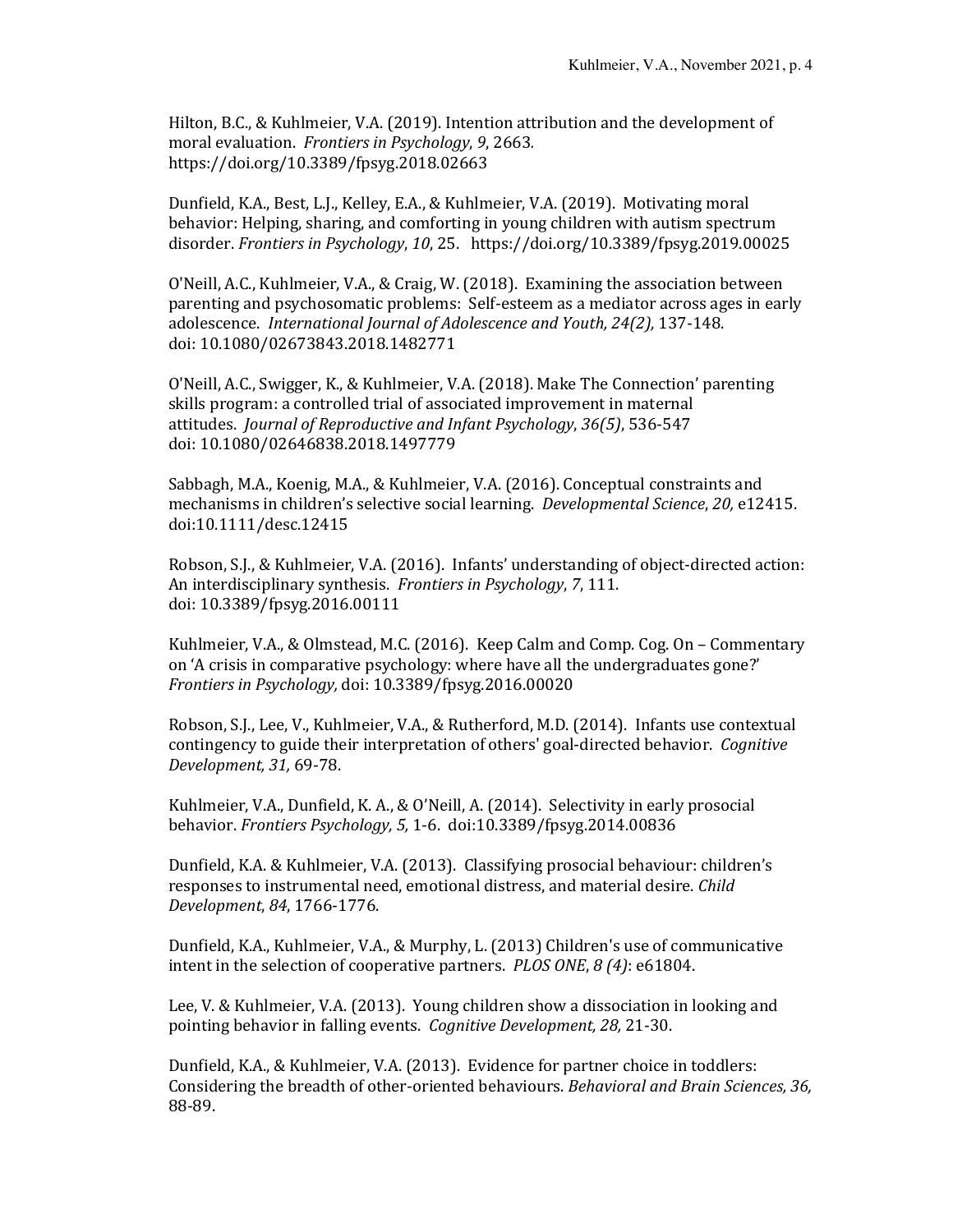Hilton, B.C., & Kuhlmeier, V.A. (2019). Intention attribution and the development of moral evaluation. *Frontiers in Psychology*, *9*, 2663. https://doi.org/10.3389/fpsyg.2018.02663

Dunfield, K.A., Best, L.J., Kelley, E.A., & Kuhlmeier, V.A. (2019). Motivating moral behavior: Helping, sharing, and comforting in young children with autism spectrum disorder. *Frontiers in Psychology*, *10*, 25. https://doi.org/10.3389/fpsyg.2019.00025

O'Neill, A.C., Kuhlmeier, V.A., & Craig, W. (2018). Examining the association between parenting and psychosomatic problems: Self-esteem as a mediator across ages in early adolescence. *International Journal of Adolescence and Youth, 24(2),* 137-148. doi: 10.1080/02673843.2018.1482771

O'Neill, A.C., Swigger, K., & Kuhlmeier, V.A. (2018). Make The Connection' parenting skills program: a controlled trial of associated improvement in maternal attitudes. *Journal of Reproductive and Infant Psychology*, *36(5)*, 536-547 doi: 10.1080/02646838.2018.1497779

Sabbagh, M.A., Koenig, M.A., & Kuhlmeier, V.A. (2016). Conceptual constraints and mechanisms in children's selective social learning. *Developmental Science*, *20,* e12415. doi:10.1111/desc.12415

Robson, S.J., & Kuhlmeier, V.A. (2016). Infants' understanding of object-directed action: An interdisciplinary synthesis. *Frontiers in Psychology*, *7*, 111. doi: 10.3389/fpsyg.2016.00111

Kuhlmeier, V.A., & Olmstead, M.C. (2016). Keep Calm and Comp. Cog. On – Commentary on 'A crisis in comparative psychology: where have all the undergraduates gone?' *Frontiers in Psychology,* doi: 10.3389/fpsyg.2016.00020

Robson, S.J., Lee, V., Kuhlmeier, V.A., & Rutherford, M.D. (2014). Infants use contextual contingency to guide their interpretation of others' goal-directed behavior. *Cognitive Development, 31,* 69-78.

Kuhlmeier, V.A., Dunfield, K. A., & O'Neill, A. (2014). Selectivity in early prosocial behavior. *Frontiers Psychology, 5,* 1-6. doi:10.3389/fpsyg.2014.00836

Dunfield, K.A. & Kuhlmeier, V.A. (2013). Classifying prosocial behaviour: children's responses to instrumental need, emotional distress, and material desire. *Child Development*, *84*, 1766-1776.

Dunfield, K.A., Kuhlmeier, V.A., & Murphy, L. (2013) Children's use of communicative intent in the selection of cooperative partners. *PLOS ONE*, *8 (4)*: e61804.

Lee, V. & Kuhlmeier, V.A. (2013). Young children show a dissociation in looking and pointing behavior in falling events. *Cognitive Development, 28,* 21-30.

Dunfield, K.A., & Kuhlmeier, V.A. (2013). Evidence for partner choice in toddlers: Considering the breadth of other-oriented behaviours. *Behavioral and Brain Sciences, 36,* 88-89.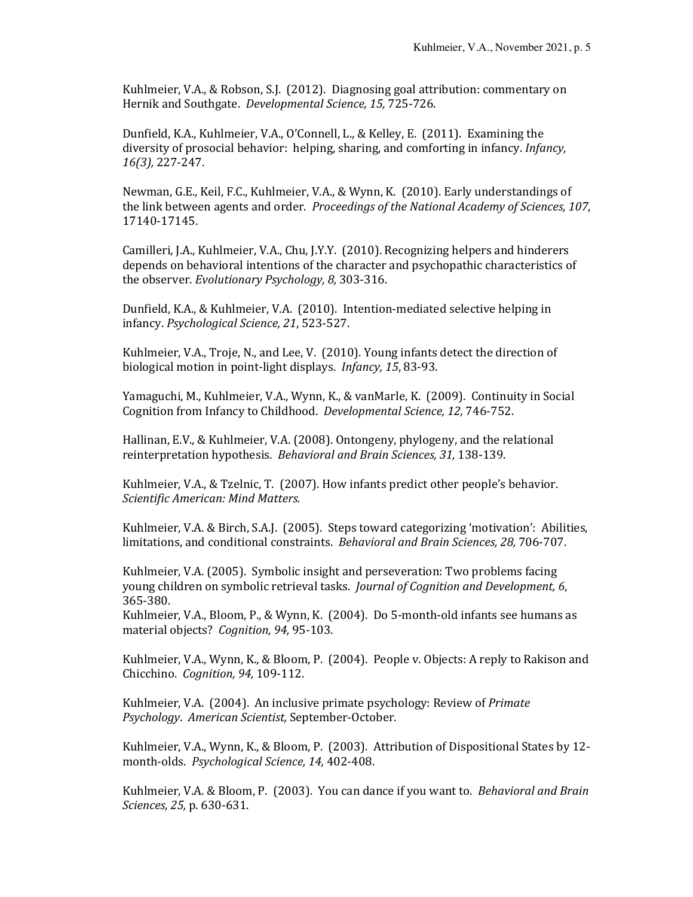Kuhlmeier, V.A., & Robson, S.J. (2012). Diagnosing goal attribution: commentary on Hernik and Southgate. *Developmental Science, 15,* 725-726.

Dunfield, K.A., Kuhlmeier, V.A., O'Connell, L., & Kelley, E. (2011). Examining the diversity of prosocial behavior: helping, sharing, and comforting in infancy. *Infancy, 16(3),* 227-247.

Newman, G.E., Keil, F.C., Kuhlmeier, V.A., & Wynn, K. (2010). Early understandings of the link between agents and order. *Proceedings of the National Academy of Sciences, 107*, 17140-17145.

Camilleri, J.A., Kuhlmeier, V.A., Chu, J.Y.Y. (2010). Recognizing helpers and hinderers depends on behavioral intentions of the character and psychopathic characteristics of the observer. *Evolutionary Psychology, 8,* 303-316.

Dunfield, K.A., & Kuhlmeier, V.A. (2010). Intention-mediated selective helping in infancy. *Psychological Science, 21*, 523-527.

Kuhlmeier, V.A., Troje, N., and Lee, V. (2010). Young infants detect the direction of biological motion in point-light displays. *Infancy, 15*, 83-93.

Yamaguchi, M., Kuhlmeier, V.A., Wynn, K., & vanMarle, K. (2009). Continuity in Social Cognition from Infancy to Childhood. *Developmental Science, 12,* 746-752.

Hallinan, E.V., & Kuhlmeier, V.A. (2008). Ontongeny, phylogeny, and the relational reinterpretation hypothesis. *Behavioral and Brain Sciences, 31,* 138-139.

Kuhlmeier, V.A., & Tzelnic, T. (2007). How infants predict other people's behavior. *Scientific American: Mind Matters.*

Kuhlmeier, V.A. & Birch, S.A.J. (2005). Steps toward categorizing 'motivation': Abilities, limitations, and conditional constraints. *Behavioral and Brain Sciences, 28,* 706-707.

Kuhlmeier, V.A. (2005). Symbolic insight and perseveration: Two problems facing young children on symbolic retrieval tasks. *Journal of Cognition and Development, 6*, 365-380.

Kuhlmeier, V.A., Bloom, P., & Wynn, K. (2004). Do 5-month-old infants see humans as material objects? *Cognition, 94,* 95-103.

Kuhlmeier, V.A., Wynn, K., & Bloom, P. (2004). People v. Objects: A reply to Rakison and Chicchino. *Cognition, 94,* 109-112.

Kuhlmeier, V.A. (2004). An inclusive primate psychology: Review of *Primate Psychology*. *American Scientist,* September-October.

Kuhlmeier, V.A., Wynn, K., & Bloom, P. (2003). Attribution of Dispositional States by 12-month-olds. *Psychological Science, 14,* 402-408.

Kuhlmeier, V.A. & Bloom, P. (2003). You can dance if you want to. *Behavioral and Brain Sciences, 25,* p. 630-631.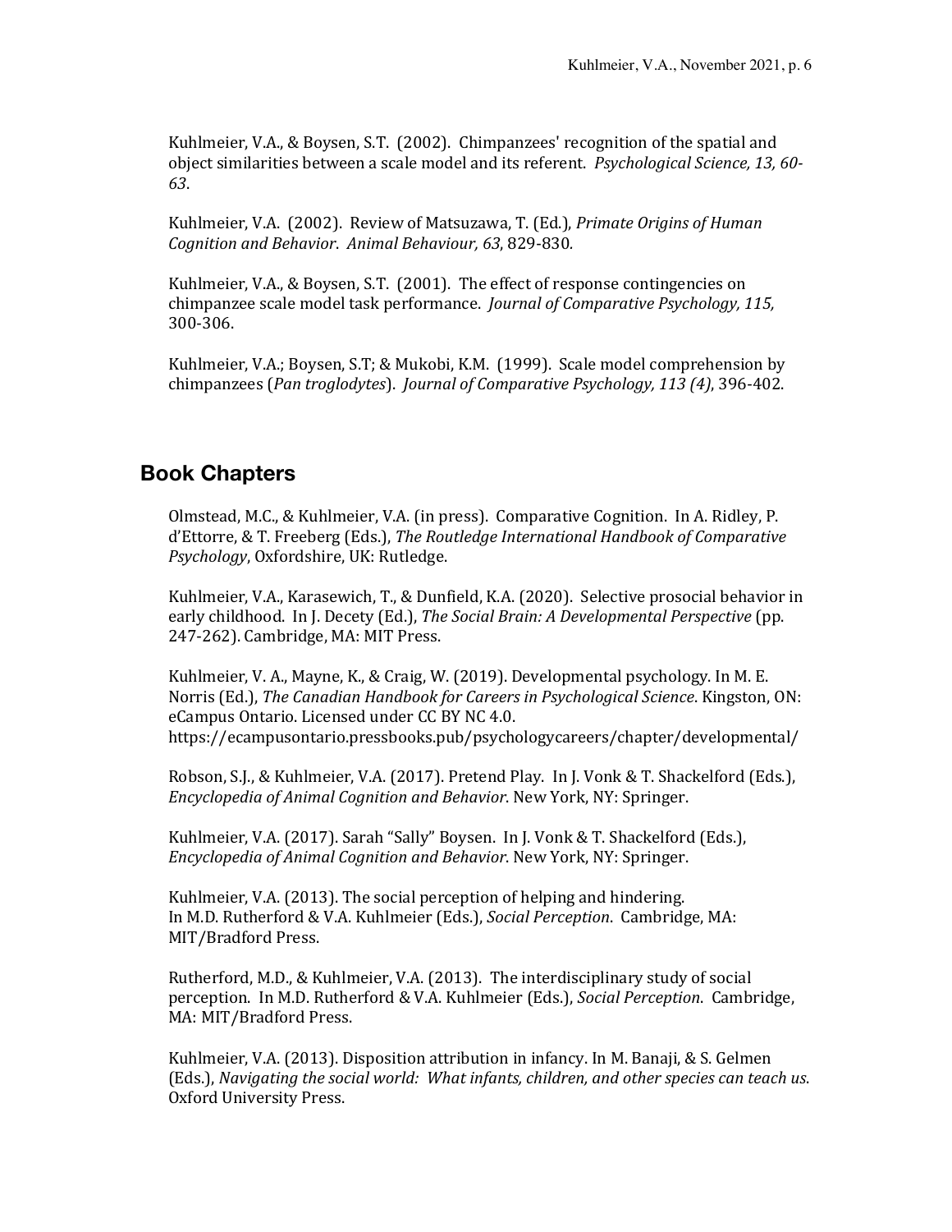Kuhlmeier, V.A., & Boysen, S.T. (2002). Chimpanzees' recognition of the spatial and object similarities between a scale model and its referent. *Psychological Science, 13, 60-63*.

Kuhlmeier, V.A. (2002). Review of Matsuzawa, T. (Ed.), *Primate Origins of Human Cognition and Behavior*. *Animal Behaviour, 63*, 829-830.

Kuhlmeier, V.A., & Boysen, S.T. (2001). The effect of response contingencies on chimpanzee scale model task performance. *Journal of Comparative Psychology, 115,* 300-306.

Kuhlmeier, V.A.; Boysen, S.T; & Mukobi, K.M. (1999). Scale model comprehension by chimpanzees (*Pan troglodytes*). *Journal of Comparative Psychology, 113 (4)*, 396-402.

## Book Chapters

Olmstead, M.C., & Kuhlmeier, V.A. (in press). Comparative Cognition. In A. Ridley, P. d'Ettorre, & T. Freeberg (Eds.), *The Routledge International Handbook of Comparative Psychology*, Oxfordshire, UK: Rutledge.

Kuhlmeier, V.A., Karasewich, T., & Dunfield, K.A. (2020). Selective prosocial behavior in early childhood. In J. Decety (Ed.), *The Social Brain: A Developmental Perspective* (pp. 247-262). Cambridge, MA: MIT Press.

Kuhlmeier, V. A., Mayne, K., & Craig, W. (2019). Developmental psychology. In M. E. Norris (Ed.), *The Canadian Handbook for Careers in Psychological Science*. Kingston, ON: eCampus Ontario. Licensed under CC BY NC 4.0. https://ecampusontario.pressbooks.pub/psychologycareers/chapter/developmental/

Robson, S.J., & Kuhlmeier, V.A. (2017). Pretend Play. In J. Vonk & T. Shackelford (Eds.), *Encyclopedia of Animal Cognition and Behavior*. New York, NY: Springer.

Kuhlmeier, V.A. (2017). Sarah "Sally" Boysen. In J. Vonk & T. Shackelford (Eds.), *Encyclopedia of Animal Cognition and Behavior*. New York, NY: Springer.

Kuhlmeier, V.A. (2013). The social perception of helping and hindering. In M.D. Rutherford & V.A. Kuhlmeier (Eds.), *Social Perception*. Cambridge, MA: MIT/Bradford Press.

Rutherford, M.D., & Kuhlmeier, V.A. (2013). The interdisciplinary study of social perception. In M.D. Rutherford & V.A. Kuhlmeier (Eds.), *Social Perception*. Cambridge, MA: MIT/Bradford Press.

Kuhlmeier, V.A. (2013). Disposition attribution in infancy. In M. Banaji, & S. Gelmen (Eds.), *Navigating the social world: What infants, children, and other species can teach us*. Oxford University Press.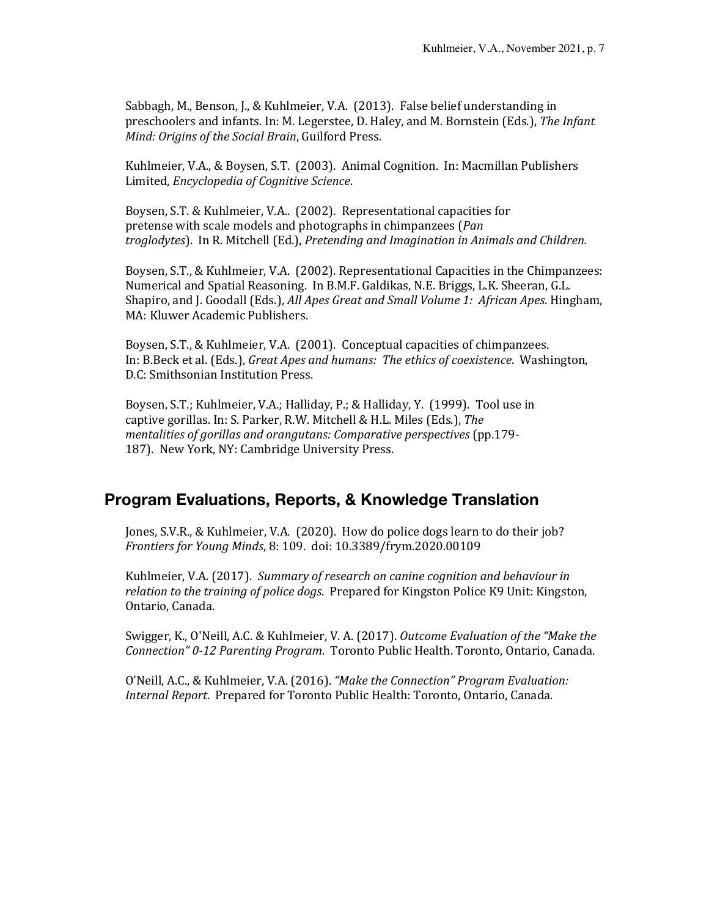Sabbagh, M., Benson, J., & Kuhlmeier, V.A. (2013). False belief understanding in preschoolers and infants. In: M. Legerstee, D. Haley, and M. Bornstein (Eds.), *The Infant Mind: Origins of the Social Brain*, Guilford Press.

Kuhlmeier, V.A., & Boysen, S.T. (2003). Animal Cognition. In: Macmillan Publishers Limited, *Encyclopedia of Cognitive Science*.

Boysen, S.T. & Kuhlmeier, V.A.. (2002). Representational capacities for pretense with scale models and photographs in chimpanzees (*Pan troglodytes*). In R. Mitchell (Ed.), *Pretending and Imagination in Animals and Children.*

Boysen, S.T., & Kuhlmeier, V.A. (2002). Representational Capacities in the Chimpanzees: Numerical and Spatial Reasoning. In B.M.F. Galdikas, N.E. Briggs, L.K. Sheeran, G.L. Shapiro, and J. Goodall (Eds.), *All Apes Great and Small Volume 1: African Apes*. Hingham, MA: Kluwer Academic Publishers.

Boysen, S.T., & Kuhlmeier, V.A. (2001). Conceptual capacities of chimpanzees. In: B.Beck et al. (Eds.), *Great Apes and humans: The ethics of coexistence*. Washington, D.C: Smithsonian Institution Press.

Boysen, S.T.; Kuhlmeier, V.A.; Halliday, P.; & Halliday, Y. (1999). Tool use in captive gorillas. In: S. Parker, R.W. Mitchell & H.L. Miles (Eds.), *The mentalities of gorillas and orangutans: Comparative perspectives* (pp.179-187). New York, NY: Cambridge University Press.

## Program Evaluations, Reports, & Knowledge Translation

Jones, S.V.R., & Kuhlmeier, V.A. (2020). How do police dogs learn to do their job? *Frontiers for Young Minds*, 8: 109. doi: 10.3389/frym.2020.00109

Kuhlmeier, V.A. (2017). *Summary of research on canine cognition and behaviour in relation to the training of police dogs*. Prepared for Kingston Police K9 Unit: Kingston, Ontario, Canada.

Swigger, K., O'Neill, A.C. & Kuhlmeier, V. A. (2017). *Outcome Evaluation of the "Make the Connection" 0-12 Parenting Program*. Toronto Public Health. Toronto, Ontario, Canada.

O'Neill, A.C., & Kuhlmeier, V.A. (2016). *"Make the Connection" Program Evaluation: Internal Report*. Prepared for Toronto Public Health: Toronto, Ontario, Canada.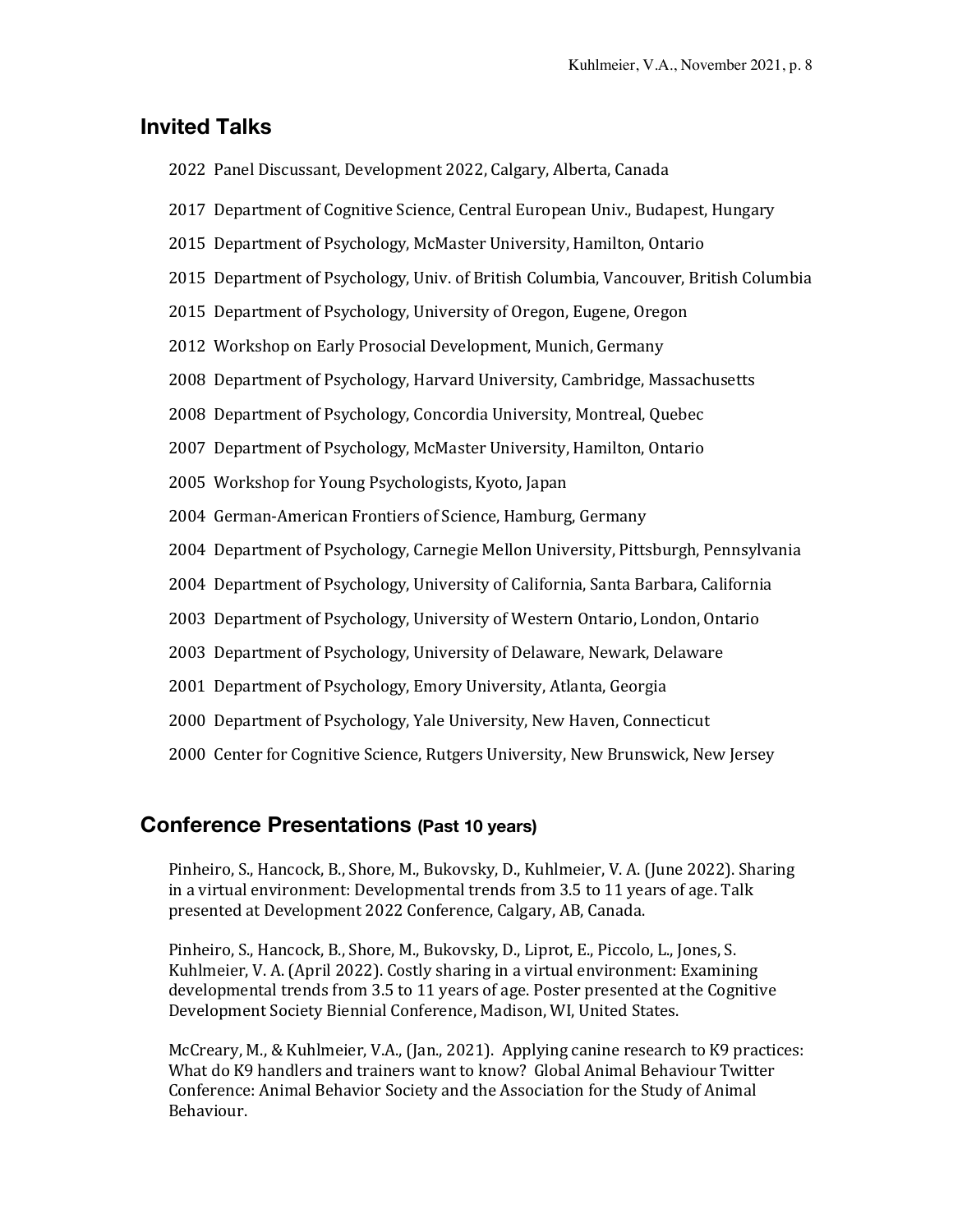## Invited Talks

2022 Panel Discussant, Development 2022, Calgary, Alberta, Canada

2017 Department of Cognitive Science, Central European Univ., Budapest, Hungary

2015 Department of Psychology, McMaster University, Hamilton, Ontario

2015 Department of Psychology, Univ. of British Columbia, Vancouver, British Columbia

2015 Department of Psychology, University of Oregon, Eugene, Oregon

2012 Workshop on Early Prosocial Development, Munich, Germany

2008 Department of Psychology, Harvard University, Cambridge, Massachusetts

2008 Department of Psychology, Concordia University, Montreal, Quebec

2007 Department of Psychology, McMaster University, Hamilton, Ontario

2005 Workshop for Young Psychologists, Kyoto, Japan

2004 German-American Frontiers of Science, Hamburg, Germany

2004 Department of Psychology, Carnegie Mellon University, Pittsburgh, Pennsylvania

2004 Department of Psychology, University of California, Santa Barbara, California

2003 Department of Psychology, University of Western Ontario, London, Ontario

2003 Department of Psychology, University of Delaware, Newark, Delaware

2001 Department of Psychology, Emory University, Atlanta, Georgia

2000 Department of Psychology, Yale University, New Haven, Connecticut

2000 Center for Cognitive Science, Rutgers University, New Brunswick, New Jersey

## Conference Presentations (Past 10 years)

Pinheiro, S., Hancock, B., Shore, M., Bukovsky, D., Kuhlmeier, V. A. (June 2022). Sharing in a virtual environment: Developmental trends from 3.5 to 11 years of age. Talk presented at Development 2022 Conference, Calgary, AB, Canada.

Pinheiro, S., Hancock, B., Shore, M., Bukovsky, D., Liprot, E., Piccolo, L., Jones, S. Kuhlmeier, V. A. (April 2022). Costly sharing in a virtual environment: Examining developmental trends from 3.5 to 11 years of age. Poster presented at the Cognitive Development Society Biennial Conference, Madison, WI, United States.

McCreary, M., & Kuhlmeier, V.A., (Jan., 2021). Applying canine research to K9 practices: What do K9 handlers and trainers want to know? Global Animal Behaviour Twitter Conference: Animal Behavior Society and the Association for the Study of Animal Behaviour.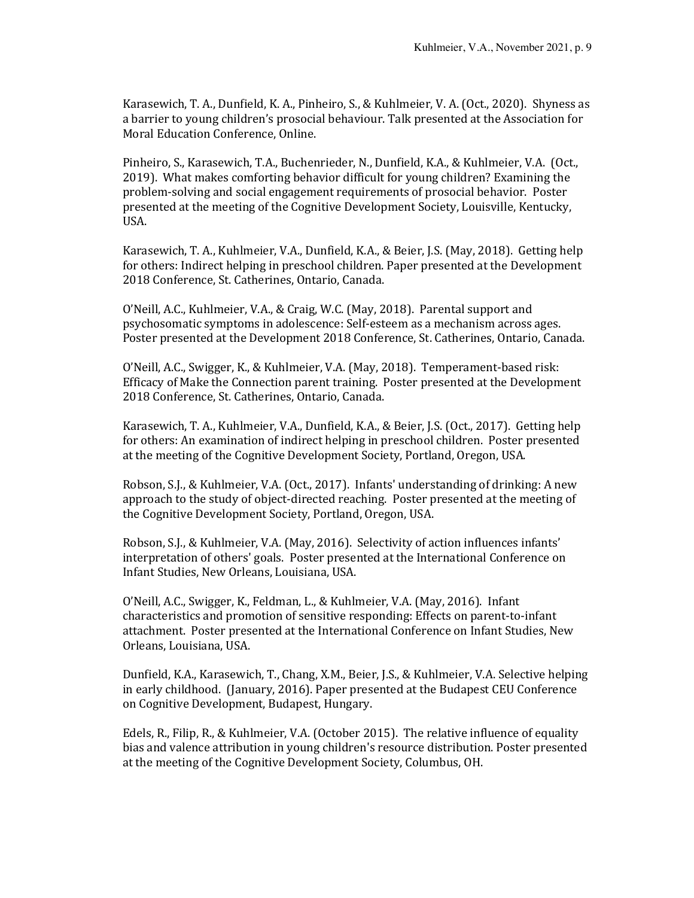Karasewich, T. A., Dunfield, K. A., Pinheiro, S., & Kuhlmeier, V. A. (Oct., 2020). Shyness as a barrier to young children's prosocial behaviour. Talk presented at the Association for Moral Education Conference, Online.

Pinheiro, S., Karasewich, T.A., Buchenrieder, N., Dunfield, K.A., & Kuhlmeier, V.A. (Oct., 2019). What makes comforting behavior difficult for young children? Examining the problem-solving and social engagement requirements of prosocial behavior. Poster presented at the meeting of the Cognitive Development Society, Louisville, Kentucky, USA.

Karasewich, T. A., Kuhlmeier, V.A., Dunfield, K.A., & Beier, J.S. (May, 2018). Getting help for others: Indirect helping in preschool children. Paper presented at the Development 2018 Conference, St. Catherines, Ontario, Canada.

O'Neill, A.C., Kuhlmeier, V.A., & Craig, W.C. (May, 2018). Parental support and psychosomatic symptoms in adolescence: Self-esteem as a mechanism across ages. Poster presented at the Development 2018 Conference, St. Catherines, Ontario, Canada.

O'Neill, A.C., Swigger, K., & Kuhlmeier, V.A. (May, 2018). Temperament-based risk: Efficacy of Make the Connection parent training. Poster presented at the Development 2018 Conference, St. Catherines, Ontario, Canada.

Karasewich, T. A., Kuhlmeier, V.A., Dunfield, K.A., & Beier, J.S. (Oct., 2017). Getting help for others: An examination of indirect helping in preschool children. Poster presented at the meeting of the Cognitive Development Society, Portland, Oregon, USA.

Robson, S.J., & Kuhlmeier, V.A. (Oct., 2017). Infants' understanding of drinking: A new approach to the study of object-directed reaching. Poster presented at the meeting of the Cognitive Development Society, Portland, Oregon, USA.

Robson, S.J., & Kuhlmeier, V.A. (May, 2016). Selectivity of action influences infants' interpretation of others' goals. Poster presented at the International Conference on Infant Studies, New Orleans, Louisiana, USA.

O'Neill, A.C., Swigger, K., Feldman, L., & Kuhlmeier, V.A. (May, 2016). Infant characteristics and promotion of sensitive responding: Effects on parent-to-infant attachment. Poster presented at the International Conference on Infant Studies, New Orleans, Louisiana, USA.

Dunfield, K.A., Karasewich, T., Chang, X.M., Beier, J.S., & Kuhlmeier, V.A. Selective helping in early childhood. (January, 2016). Paper presented at the Budapest CEU Conference on Cognitive Development, Budapest, Hungary.

Edels, R., Filip, R., & Kuhlmeier, V.A. (October 2015). The relative influence of equality bias and valence attribution in young children's resource distribution. Poster presented at the meeting of the Cognitive Development Society, Columbus, OH.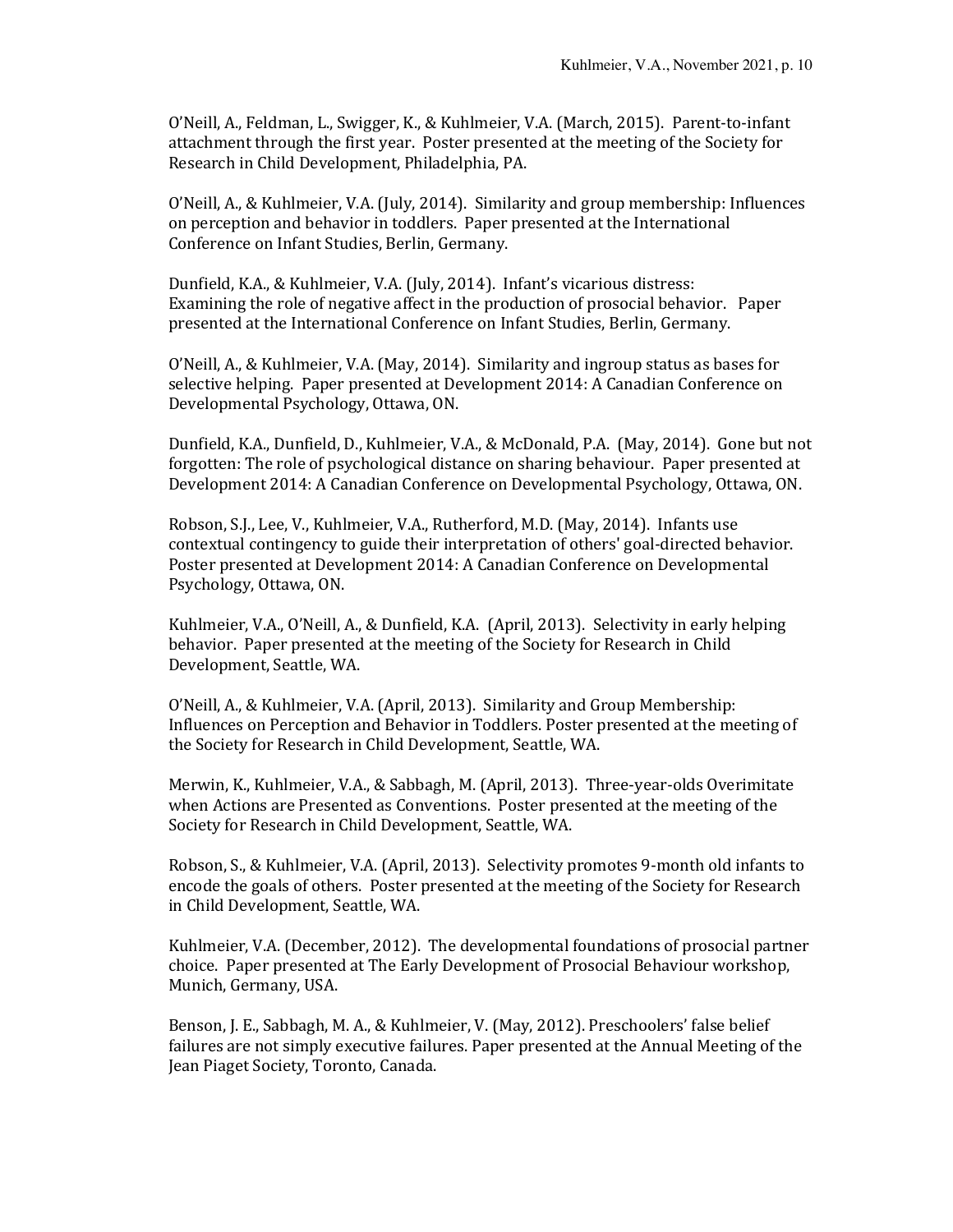O'Neill, A., Feldman, L., Swigger, K., & Kuhlmeier, V.A. (March, 2015). Parent-to-infant attachment through the first year. Poster presented at the meeting of the Society for Research in Child Development, Philadelphia, PA.

O'Neill, A., & Kuhlmeier, V.A. (July, 2014). Similarity and group membership: Influences on perception and behavior in toddlers. Paper presented at the International Conference on Infant Studies, Berlin, Germany.

Dunfield, K.A., & Kuhlmeier, V.A. (July, 2014). Infant's vicarious distress: Examining the role of negative affect in the production of prosocial behavior. Paper presented at the International Conference on Infant Studies, Berlin, Germany.

O'Neill, A., & Kuhlmeier, V.A. (May, 2014). Similarity and ingroup status as bases for selective helping. Paper presented at Development 2014: A Canadian Conference on Developmental Psychology, Ottawa, ON.

Dunfield, K.A., Dunfield, D., Kuhlmeier, V.A., & McDonald, P.A. (May, 2014). Gone but not forgotten: The role of psychological distance on sharing behaviour. Paper presented at Development 2014: A Canadian Conference on Developmental Psychology, Ottawa, ON.

Robson, S.J., Lee, V., Kuhlmeier, V.A., Rutherford, M.D. (May, 2014). Infants use contextual contingency to guide their interpretation of others' goal-directed behavior. Poster presented at Development 2014: A Canadian Conference on Developmental Psychology, Ottawa, ON.

Kuhlmeier, V.A., O'Neill, A., & Dunfield, K.A. (April, 2013). Selectivity in early helping behavior. Paper presented at the meeting of the Society for Research in Child Development, Seattle, WA.

O'Neill, A., & Kuhlmeier, V.A. (April, 2013). Similarity and Group Membership: Influences on Perception and Behavior in Toddlers. Poster presented at the meeting of the Society for Research in Child Development, Seattle, WA.

Merwin, K., Kuhlmeier, V.A., & Sabbagh, M. (April, 2013). Three-year-olds Overimitate when Actions are Presented as Conventions. Poster presented at the meeting of the Society for Research in Child Development, Seattle, WA.

Robson, S., & Kuhlmeier, V.A. (April, 2013). Selectivity promotes 9-month old infants to encode the goals of others. Poster presented at the meeting of the Society for Research in Child Development, Seattle, WA.

Kuhlmeier, V.A. (December, 2012). The developmental foundations of prosocial partner choice. Paper presented at The Early Development of Prosocial Behaviour workshop, Munich, Germany, USA.

Benson, J. E., Sabbagh, M. A., & Kuhlmeier, V. (May, 2012). Preschoolers' false belief failures are not simply executive failures. Paper presented at the Annual Meeting of the Jean Piaget Society, Toronto, Canada.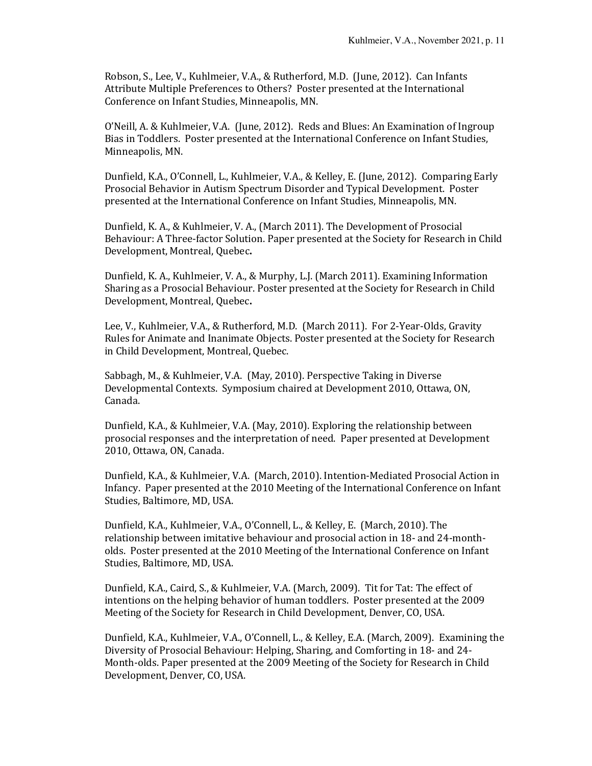Robson, S., Lee, V., Kuhlmeier, V.A., & Rutherford, M.D. (June, 2012). Can Infants Attribute Multiple Preferences to Others? Poster presented at the International Conference on Infant Studies, Minneapolis, MN.

O'Neill, A. & Kuhlmeier, V.A. (June, 2012). Reds and Blues: An Examination of Ingroup Bias in Toddlers. Poster presented at the International Conference on Infant Studies, Minneapolis, MN.

Dunfield, K.A., O'Connell, L., Kuhlmeier, V.A., & Kelley, E. (June, 2012). Comparing Early Prosocial Behavior in Autism Spectrum Disorder and Typical Development. Poster presented at the International Conference on Infant Studies, Minneapolis, MN.

Dunfield, K. A., & Kuhlmeier, V. A., (March 2011). The Development of Prosocial Behaviour: A Three-factor Solution. Paper presented at the Society for Research in Child Development, Montreal, Quebec.

Dunfield, K. A., Kuhlmeier, V. A., & Murphy, L.J. (March 2011). Examining Information Sharing as a Prosocial Behaviour. Poster presented at the Society for Research in Child Development, Montreal, Quebec.

Lee, V., Kuhlmeier, V.A., & Rutherford, M.D. (March 2011). For 2-Year-Olds, Gravity Rules for Animate and Inanimate Objects. Poster presented at the Society for Research in Child Development, Montreal, Quebec.

Sabbagh, M., & Kuhlmeier, V.A. (May, 2010). Perspective Taking in Diverse Developmental Contexts. Symposium chaired at Development 2010, Ottawa, ON, Canada.

Dunfield, K.A., & Kuhlmeier, V.A. (May, 2010). Exploring the relationship between prosocial responses and the interpretation of need. Paper presented at Development 2010, Ottawa, ON, Canada.

Dunfield, K.A., & Kuhlmeier, V.A. (March, 2010). Intention-Mediated Prosocial Action in Infancy. Paper presented at the 2010 Meeting of the International Conference on Infant Studies, Baltimore, MD, USA.

Dunfield, K.A., Kuhlmeier, V.A., O'Connell, L., & Kelley, E. (March, 2010). The relationship between imitative behaviour and prosocial action in 18- and 24-month-olds. Poster presented at the 2010 Meeting of the International Conference on Infant Studies, Baltimore, MD, USA.

Dunfield, K.A., Caird, S., & Kuhlmeier, V.A. (March, 2009). Tit for Tat: The effect of intentions on the helping behavior of human toddlers. Poster presented at the 2009 Meeting of the Society for Research in Child Development, Denver, CO, USA.

Dunfield, K.A., Kuhlmeier, V.A., O'Connell, L., & Kelley, E.A. (March, 2009). Examining the Diversity of Prosocial Behaviour: Helping, Sharing, and Comforting in 18- and 24-Month-olds. Paper presented at the 2009 Meeting of the Society for Research in Child Development, Denver, CO, USA.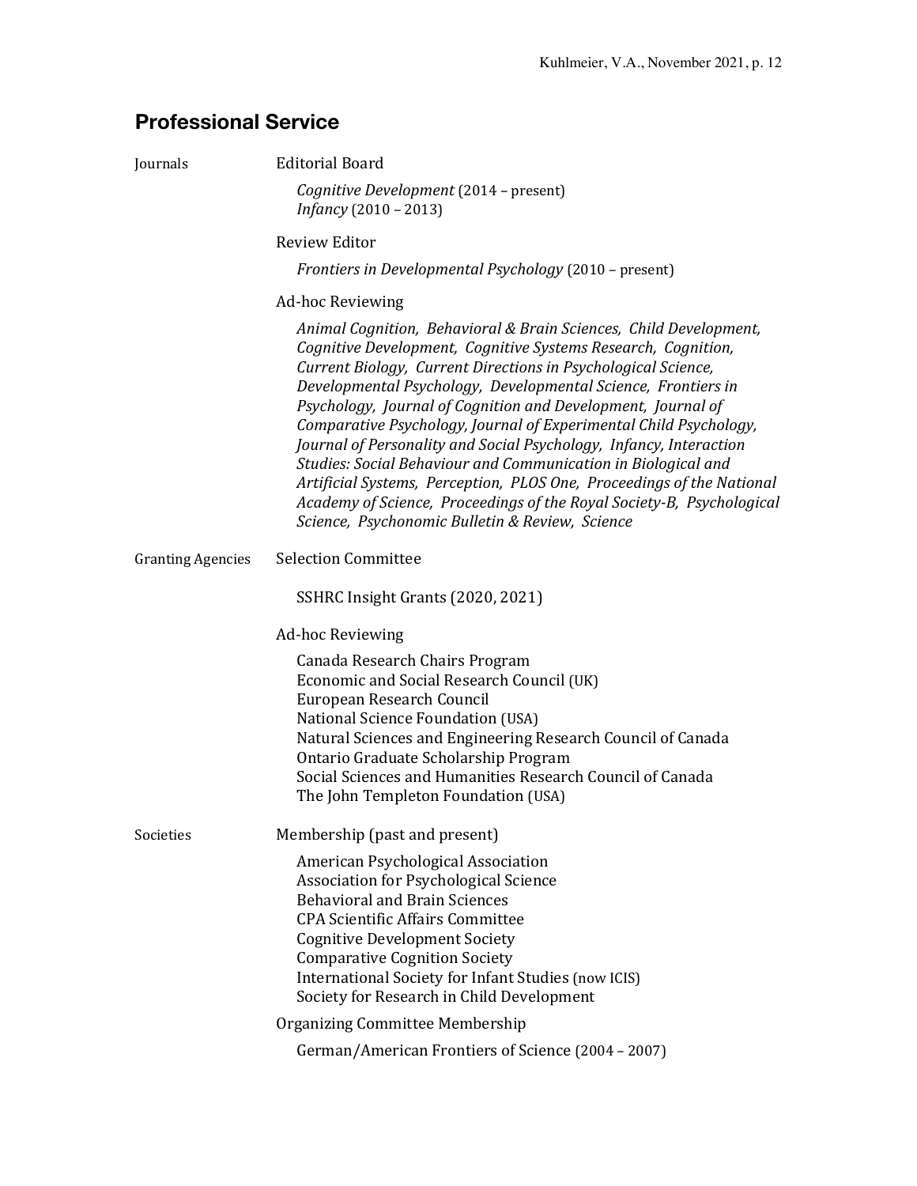## Professional Service

**Journals**

Editorial Board

*Cognitive Development* (2014 – present)
*Infancy* (2010 – 2013)

Review Editor

*Frontiers in Developmental Psychology* (2010 – present)

Ad-hoc Reviewing

*Animal Cognition, Behavioral & Brain Sciences, Child Development, Cognitive Development, Cognitive Systems Research, Cognition, Current Biology, Current Directions in Psychological Science, Developmental Psychology, Developmental Science, Frontiers in Psychology, Journal of Cognition and Development, Journal of Comparative Psychology, Journal of Experimental Child Psychology, Journal of Personality and Social Psychology, Infancy, Interaction Studies: Social Behaviour and Communication in Biological and Artificial Systems, Perception, PLOS One, Proceedings of the National Academy of Science, Proceedings of the Royal Society-B, Psychological Science, Psychonomic Bulletin & Review, Science*

**Granting Agencies**

Selection Committee

SSHRC Insight Grants (2020, 2021)

Ad-hoc Reviewing

Canada Research Chairs Program
Economic and Social Research Council (UK)
European Research Council
National Science Foundation (USA)
Natural Sciences and Engineering Research Council of Canada
Ontario Graduate Scholarship Program
Social Sciences and Humanities Research Council of Canada
The John Templeton Foundation (USA)

**Societies**

Membership (past and present)

American Psychological Association
Association for Psychological Science
Behavioral and Brain Sciences
CPA Scientific Affairs Committee
Cognitive Development Society
Comparative Cognition Society
International Society for Infant Studies (now ICIS)
Society for Research in Child Development

Organizing Committee Membership

German/American Frontiers of Science (2004 – 2007)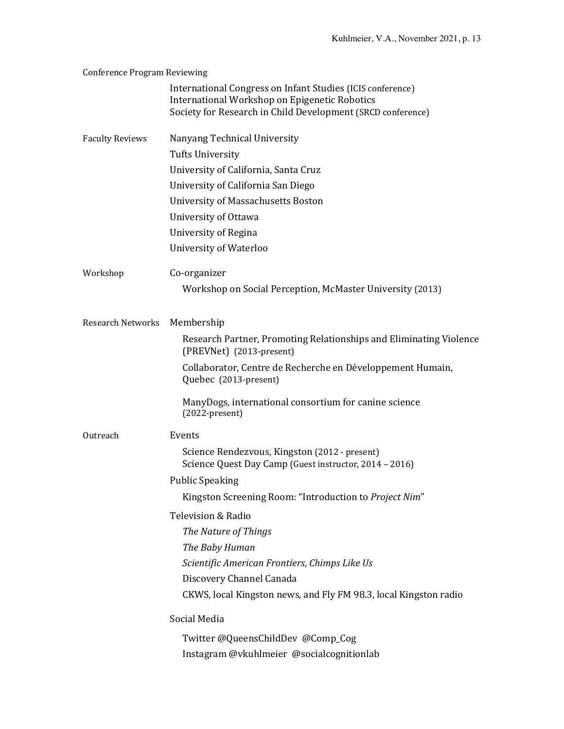Conference Program Reviewing

International Congress on Infant Studies (ICIS conference)
International Workshop on Epigenetic Robotics
Society for Research in Child Development (SRCD conference)

Faculty Reviews

Nanyang Technical University
Tufts University
University of California, Santa Cruz
University of California San Diego
University of Massachusetts Boston
University of Ottawa
University of Regina
University of Waterloo

Workshop

Co-organizer

Workshop on Social Perception, McMaster University (2013)

Research Networks

Membership

Research Partner, Promoting Relationships and Eliminating Violence (PREVNet) (2013-present)

Collaborator, Centre de Recherche en Développement Humain, Quebec (2013-present)

ManyDogs, international consortium for canine science (2022-present)

Outreach

Events

Science Rendezvous, Kingston (2012 - present)
Science Quest Day Camp (Guest instructor, 2014 – 2016)

Public Speaking

Kingston Screening Room: "Introduction to *Project Nim*"

Television & Radio

*The Nature of Things*
*The Baby Human*
*Scientific American Frontiers*, *Chimps Like Us*
Discovery Channel Canada
CKWS, local Kingston news, and Fly FM 98.3, local Kingston radio

Social Media

Twitter @QueensChildDev @Comp_Cog
Instagram @vkuhlmeier @socialcognitionlab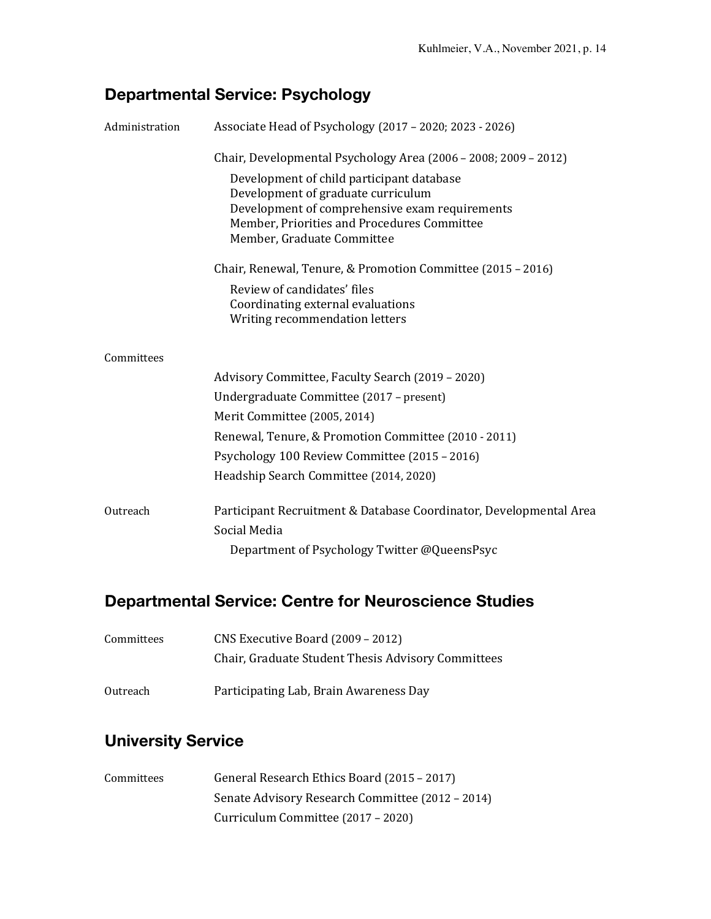## Departmental Service: Psychology

Administration

Associate Head of Psychology (2017 – 2020; 2023 - 2026)

Chair, Developmental Psychology Area (2006 – 2008; 2009 – 2012)

- Development of child participant database
- Development of graduate curriculum
- Development of comprehensive exam requirements
- Member, Priorities and Procedures Committee
- Member, Graduate Committee

Chair, Renewal, Tenure, & Promotion Committee (2015 – 2016)

- Review of candidates' files
- Coordinating external evaluations
- Writing recommendation letters

Committees

- Advisory Committee, Faculty Search (2019 – 2020)
- Undergraduate Committee (2017 – present)
- Merit Committee (2005, 2014)
- Renewal, Tenure, & Promotion Committee (2010 - 2011)
- Psychology 100 Review Committee (2015 – 2016)
- Headship Search Committee (2014, 2020)

Outreach

Participant Recruitment & Database Coordinator, Developmental Area

Social Media

- Department of Psychology Twitter @QueensPsyc

## Departmental Service: Centre for Neuroscience Studies

Committees

- CNS Executive Board (2009 – 2012)
- Chair, Graduate Student Thesis Advisory Committees

Outreach

- Participating Lab, Brain Awareness Day

## University Service

Committees

- General Research Ethics Board (2015 – 2017)
- Senate Advisory Research Committee (2012 – 2014)
- Curriculum Committee (2017 – 2020)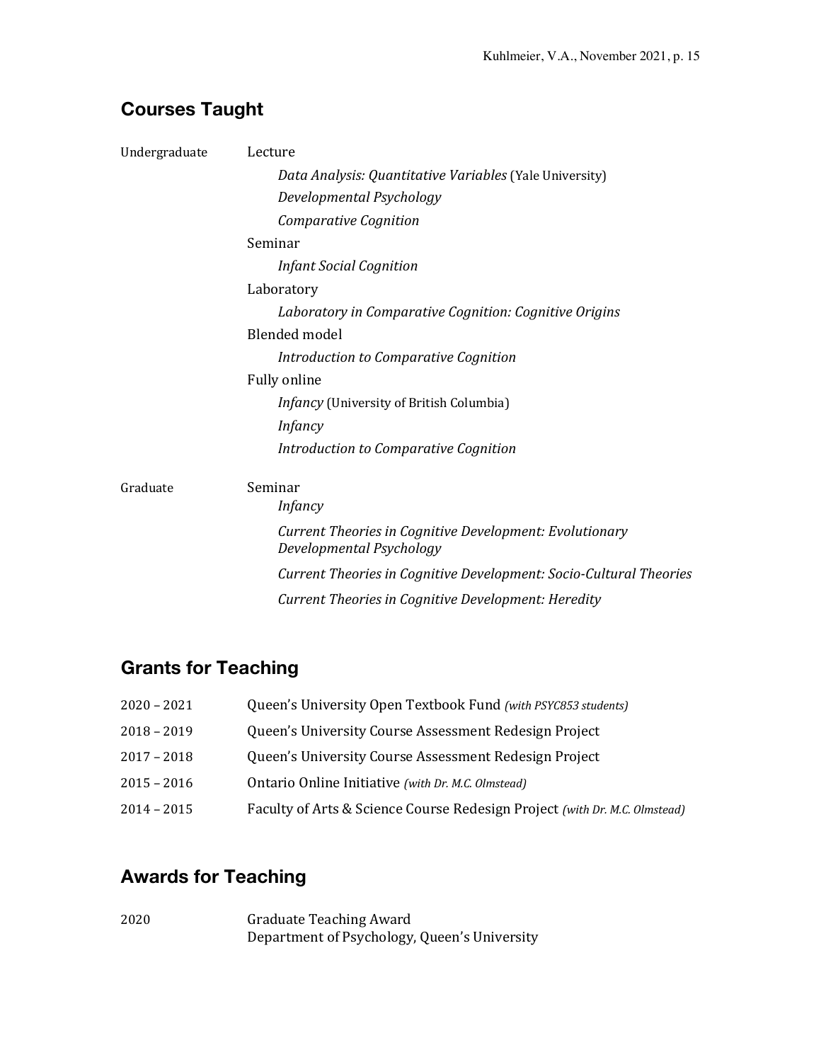## Courses Taught

**Undergraduate**

Lecture

- *Data Analysis: Quantitative Variables* (Yale University)
- *Developmental Psychology*
- *Comparative Cognition*

Seminar

- *Infant Social Cognition*

Laboratory

- *Laboratory in Comparative Cognition: Cognitive Origins*

Blended model

- *Introduction to Comparative Cognition*

Fully online

- *Infancy* (University of British Columbia)
- *Infancy*
- *Introduction to Comparative Cognition*

**Graduate**

Seminar

- *Infancy*
- *Current Theories in Cognitive Development: Evolutionary Developmental Psychology*
- *Current Theories in Cognitive Development: Socio-Cultural Theories*
- *Current Theories in Cognitive Development: Heredity*

## Grants for Teaching

| | |
|---|---|
| 2020 – 2021 | Queen's University Open Textbook Fund *(with PSYC853 students)* |
| 2018 – 2019 | Queen's University Course Assessment Redesign Project |
| 2017 – 2018 | Queen's University Course Assessment Redesign Project |
| 2015 – 2016 | Ontario Online Initiative *(with Dr. M.C. Olmstead)* |
| 2014 – 2015 | Faculty of Arts & Science Course Redesign Project *(with Dr. M.C. Olmstead)* |

## Awards for Teaching

| | |
|---|---|
| 2020 | Graduate Teaching Award<br>Department of Psychology, Queen's University |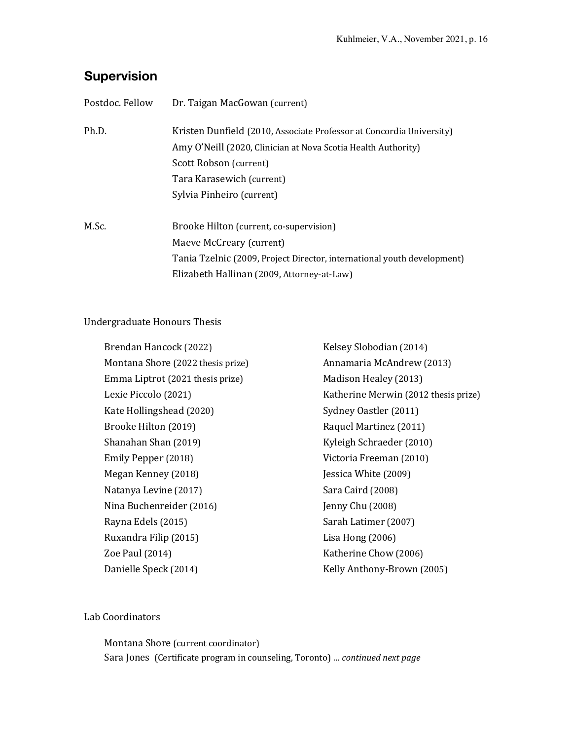## Supervision

| | |
|---|---|
| Postdoc. Fellow | Dr. Taigan MacGowan (current) |
| Ph.D. | Kristen Dunfield (2010, Associate Professor at Concordia University) |
| | Amy O'Neill (2020, Clinician at Nova Scotia Health Authority) |
| | Scott Robson (current) |
| | Tara Karasewich (current) |
| | Sylvia Pinheiro (current) |
| M.Sc. | Brooke Hilton (current, co-supervision) |
| | Maeve McCreary (current) |
| | Tania Tzelnic (2009, Project Director, international youth development) |
| | Elizabeth Hallinan (2009, Attorney-at-Law) |

Undergraduate Honours Thesis

- Brendan Hancock (2022)
- Montana Shore (2022 thesis prize)
- Emma Liptrot (2021 thesis prize)
- Lexie Piccolo (2021)
- Kate Hollingshead (2020)
- Brooke Hilton (2019)
- Shanahan Shan (2019)
- Emily Pepper (2018)
- Megan Kenney (2018)
- Natanya Levine (2017)
- Nina Buchenreider (2016)
- Rayna Edels (2015)
- Ruxandra Filip (2015)
- Zoe Paul (2014)
- Danielle Speck (2014)
- Kelsey Slobodian (2014)
- Annamaria McAndrew (2013)
- Madison Healey (2013)
- Katherine Merwin (2012 thesis prize)
- Sydney Oastler (2011)
- Raquel Martinez (2011)
- Kyleigh Schraeder (2010)
- Victoria Freeman (2010)
- Jessica White (2009)
- Sara Caird (2008)
- Jenny Chu (2008)
- Sarah Latimer (2007)
- Lisa Hong (2006)
- Katherine Chow (2006)
- Kelly Anthony-Brown (2005)

Lab Coordinators

- Montana Shore (current coordinator)
- Sara Jones (Certificate program in counseling, Toronto) *… continued next page*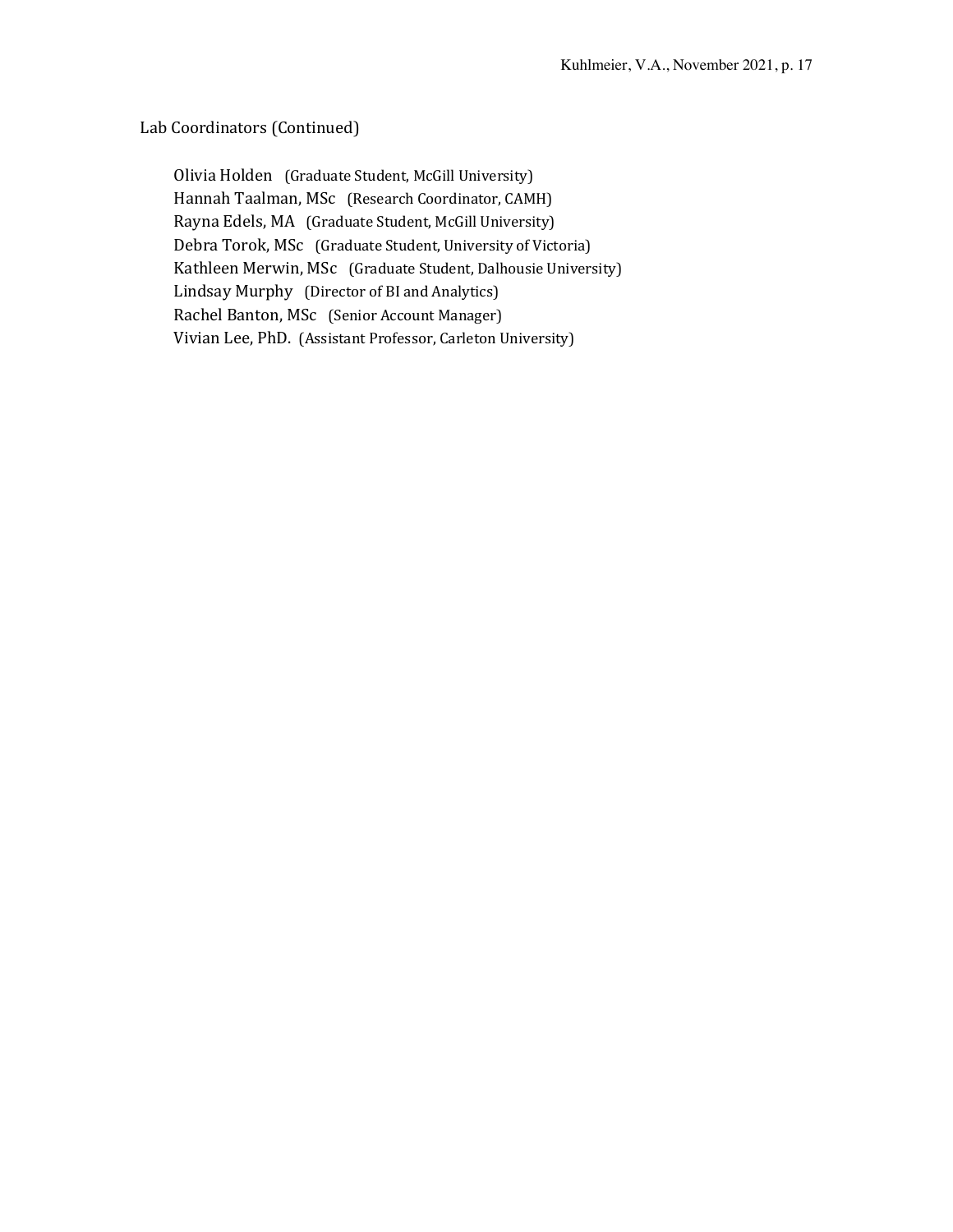Lab Coordinators (Continued)

- Olivia Holden (Graduate Student, McGill University)
- Hannah Taalman, MSc (Research Coordinator, CAMH)
- Rayna Edels, MA (Graduate Student, McGill University)
- Debra Torok, MSc (Graduate Student, University of Victoria)
- Kathleen Merwin, MSc (Graduate Student, Dalhousie University)
- Lindsay Murphy (Director of BI and Analytics)
- Rachel Banton, MSc (Senior Account Manager)
- Vivian Lee, PhD. (Assistant Professor, Carleton University)